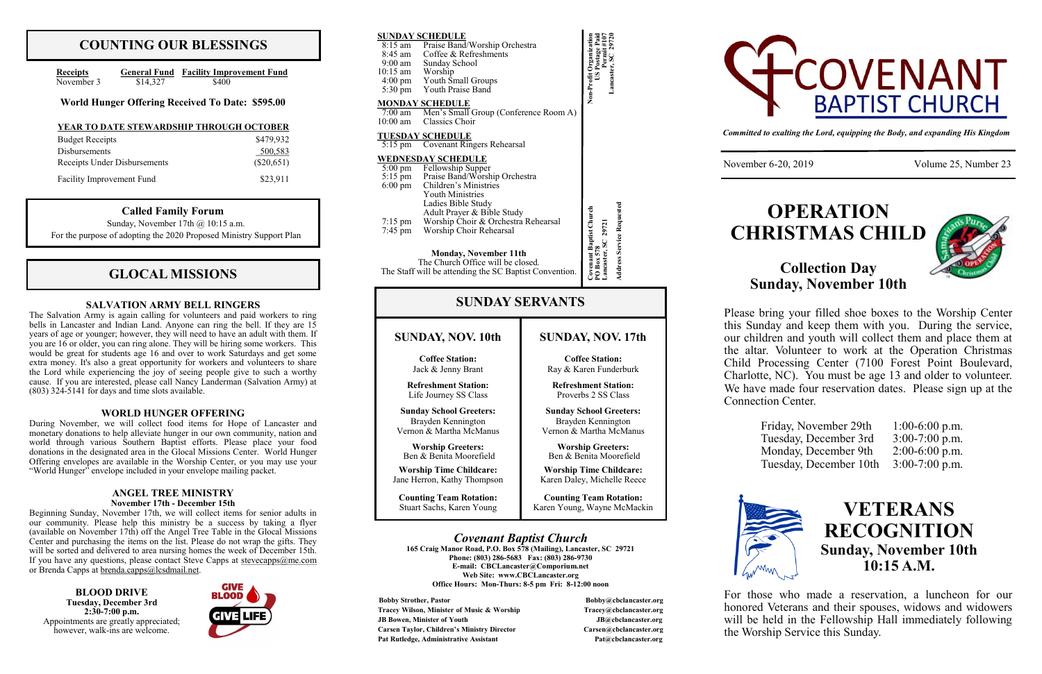# COUNTING OUR BLESSINGS

| Receipts | General Fund | Facility Improvement Fund |
|---|---|---|
| November 3 | $14,327 | $400 |

**World Hunger Offering Received To Date: $595.00**

**YEAR TO DATE STEWARDSHIP THROUGH OCTOBER**

| | |
|---|---|
| Budget Receipts | $479,932 |
| Disbursements | 500,583 |
| Receipts Under Disbursements | ($20,651) |
| Facility Improvement Fund | $23,911 |

**Called Family Forum**

Sunday, November 17th @ 10:15 a.m.

For the purpose of adopting the 2020 Proposed Ministry Support Plan

# GLOCAL MISSIONS

### SALVATION ARMY BELL RINGERS

The Salvation Army is again calling for volunteers and paid workers to ring bells in Lancaster and Indian Land. Anyone can ring the bell. If they are 15 years of age or younger; however, they will need to have an adult with them. If you are 16 or older, you can ring alone. They will be hiring some workers. This would be great for students age 16 and over to work Saturdays and get some extra money. It's also a great opportunity for workers and volunteers to share the Lord while experiencing the joy of seeing people give to such a worthy cause. If you are interested, please call Nancy Landerman (Salvation Army) at (803) 324-5141 for days and time slots available.

### WORLD HUNGER OFFERING

During November, we will collect food items for Hope of Lancaster and monetary donations to help alleviate hunger in our own community, nation and world through various Southern Baptist efforts. Please place your food donations in the designated area in the Glocal Missions Center. World Hunger Offering envelopes are available in the Worship Center, or you may use your "World Hunger" envelope included in your envelope mailing packet.

### ANGEL TREE MINISTRY
**November 17th - December 15th**

Beginning Sunday, November 17th, we will collect items for senior adults in our community. Please help this ministry be a success by taking a flyer (available on November 17th) off the Angel Tree Table in the Glocal Missions Center and purchasing the items on the list. Please do not wrap the gifts. They will be sorted and delivered to area nursing homes the week of December 15th. If you have any questions, please contact Steve Capps at stevecapps@me.com or Brenda Capps at brenda.capps@lcsdmail.net.

**BLOOD DRIVE**
**Tuesday, December 3rd**
**2:30-7:00 p.m.**
Appointments are greatly appreciated; however, walk-ins are welcome.

GIVE BLOOD GIVE LIFE

**SUNDAY SCHEDULE**

| | |
|---|---|
| 8:15 am | Praise Band/Worship Orchestra |
| 8:45 am | Coffee & Refreshments |
| 9:00 am | Sunday School |
| 10:15 am | Worship |
| 4:00 pm | Youth Small Groups |
| 5:30 pm | Youth Praise Band |

**MONDAY SCHEDULE**

| | |
|---|---|
| 7:00 am | Men's Small Group (Conference Room A) |
| 10:00 am | Classics Choir |

**TUESDAY SCHEDULE**

| | |
|---|---|
| 5:15 pm | Covenant Ringers Rehearsal |

**WEDNESDAY SCHEDULE**

| | |
|---|---|
| 5:00 pm | Fellowship Supper |
| 5:15 pm | Praise Band/Worship Orchestra |
| 6:00 pm | Children's Ministries |
| | Youth Ministries |
| | Ladies Bible Study |
| | Adult Prayer & Bible Study |
| 7:15 pm | Worship Choir & Orchestra Rehearsal |
| 7:45 pm | Worship Choir Rehearsal |

**Monday, November 11th**
The Church Office will be closed.
The Staff will be attending the SC Baptist Convention.

Non-Profit Organization
US Postage Paid
Permit #107
Lancaster, SC 29720

Covenant Baptist Church
PO Box 578
Lancaster, SC 29721
Address Service Requested

# SUNDAY SERVANTS

| SUNDAY, NOV. 10th | SUNDAY, NOV. 17th |
|---|---|
| **Coffee Station:** Jack & Jenny Brant | **Coffee Station:** Ray & Karen Funderburk |
| **Refreshment Station:** Life Journey SS Class | **Refreshment Station:** Proverbs 2 SS Class |
| **Sunday School Greeters:** Brayden Kennington, Vernon & Martha McManus | **Sunday School Greeters:** Brayden Kennington, Vernon & Martha McManus |
| **Worship Greeters:** Ben & Benita Moorefield | **Worship Greeters:** Ben & Benita Moorefield |
| **Worship Time Childcare:** Jane Herron, Kathy Thompson | **Worship Time Childcare:** Karen Daley, Michelle Reece |
| **Counting Team Rotation:** Stuart Sachs, Karen Young | **Counting Team Rotation:** Karen Young, Wayne McMackin |

### *Covenant Baptist Church*

**165 Craig Manor Road, P.O. Box 578 (Mailing), Lancaster, SC 29721**
**Phone: (803) 286-5683 Fax: (803) 286-9730**
**E-mail: CBCLancaster@Comporium.net**
**Web Site: www.CBCLancaster.org**
**Office Hours: Mon-Thurs: 8-5 pm Fri: 8-12:00 noon**

| | |
|---|---|
| **Bobby Strother, Pastor** | **Bobby@cbclancaster.org** |
| **Tracey Wilson, Minister of Music & Worship** | **Tracey@cbclancaster.org** |
| **JB Bowen, Minister of Youth** | **JB@cbclancaster.org** |
| **Carsen Taylor, Children's Ministry Director** | **Carsen@cbclancaster.org** |
| **Pat Rutledge, Administrative Assistant** | **Pat@cbclancaster.org** |

# COVENANT BAPTIST CHURCH

*Committed to exalting the Lord, equipping the Body, and expanding His Kingdom*

November 6-20, 2019 — Volume 25, Number 23

# OPERATION CHRISTMAS CHILD

## Collection Day
## Sunday, November 10th

Please bring your filled shoe boxes to the Worship Center this Sunday and keep them with you. During the service, our children and youth will collect them and place them at the altar. Volunteer to work at the Operation Christmas Child Processing Center (7100 Forest Point Boulevard, Charlotte, NC). You must be age 13 and older to volunteer. We have made four reservation dates. Please sign up at the Connection Center.

| | |
|---|---|
| Friday, November 29th | 1:00-6:00 p.m. |
| Tuesday, December 3rd | 3:00-7:00 p.m. |
| Monday, December 9th | 2:00-6:00 p.m. |
| Tuesday, December 10th | 3:00-7:00 p.m. |

# VETERANS RECOGNITION

## Sunday, November 10th
## 10:15 A.M.

For those who made a reservation, a luncheon for our honored Veterans and their spouses, widows and widowers will be held in the Fellowship Hall immediately following the Worship Service this Sunday.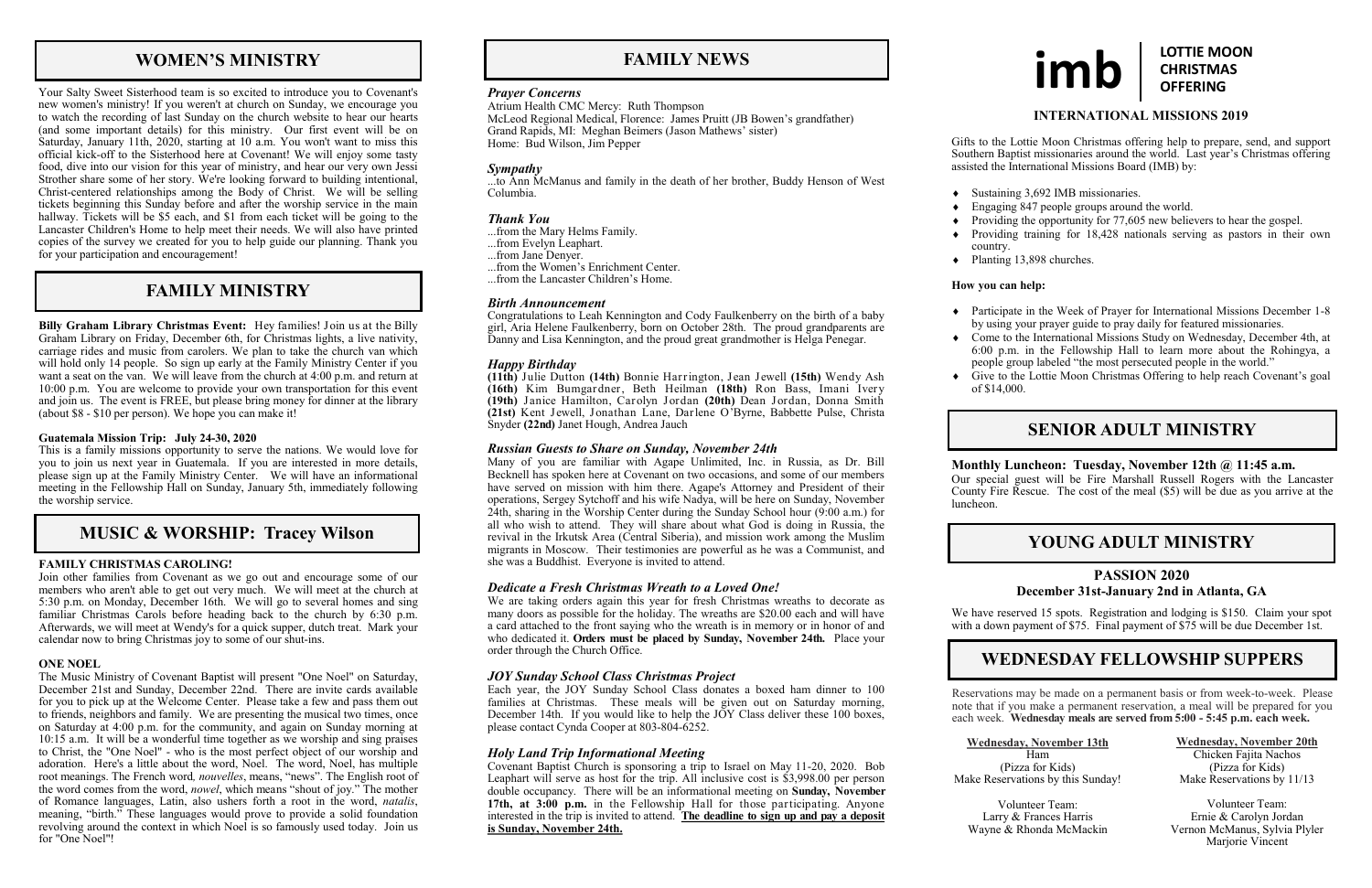## WOMEN'S MINISTRY

Your Salty Sweet Sisterhood team is so excited to introduce you to Covenant's new women's ministry! If you weren't at church on Sunday, we encourage you to watch the recording of last Sunday on the church website to hear our hearts (and some important details) for this ministry. Our first event will be on Saturday, January 11th, 2020, starting at 10 a.m. You won't want to miss this official kick-off to the Sisterhood here at Covenant! We will enjoy some tasty food, dive into our vision for this year of ministry, and hear our very own Jessi Strother share some of her story. We're looking forward to building intentional, Christ-centered relationships among the Body of Christ. We will be selling tickets beginning this Sunday before and after the worship service in the main hallway. Tickets will be $5 each, and $1 from each ticket will be going to the Lancaster Children's Home to help meet their needs. We will also have printed copies of the survey we created for you to help guide our planning. Thank you for your participation and encouragement!

## FAMILY MINISTRY

**Billy Graham Library Christmas Event:** Hey families! Join us at the Billy Graham Library on Friday, December 6th, for Christmas lights, a live nativity, carriage rides and music from carolers. We plan to take the church van which will hold only 14 people. So sign up early at the Family Ministry Center if you want a seat on the van. We will leave from the church at 4:00 p.m. and return at 10:00 p.m. You are welcome to provide your own transportation for this event and join us. The event is FREE, but please bring money for dinner at the library (about $8 - $10 per person). We hope you can make it!

**Guatemala Mission Trip: July 24-30, 2020**

This is a family missions opportunity to serve the nations. We would love for you to join us next year in Guatemala. If you are interested in more details, please sign up at the Family Ministry Center. We will have an informational meeting in the Fellowship Hall on Sunday, January 5th, immediately following the worship service.

## MUSIC & WORSHIP: Tracey Wilson

**FAMILY CHRISTMAS CAROLING!**

Join other families from Covenant as we go out and encourage some of our members who aren't able to get out very much. We will meet at the church at 5:30 p.m. on Monday, December 16th. We will go to several homes and sing familiar Christmas Carols before heading back to the church by 6:30 p.m. Afterwards, we will meet at Wendy's for a quick supper, dutch treat. Mark your calendar now to bring Christmas joy to some of our shut-ins.

**ONE NOEL**

The Music Ministry of Covenant Baptist will present "One Noel" on Saturday, December 21st and Sunday, December 22nd. There are invite cards available for you to pick up at the Welcome Center. Please take a few and pass them out to friends, neighbors and family. We are presenting the musical two times, once on Saturday at 4:00 p.m. for the community, and again on Sunday morning at 10:15 a.m. It will be a wonderful time together as we worship and sing praises to Christ, the "One Noel" - who is the most perfect object of our worship and adoration. Here's a little about the word, Noel. The word, Noel, has multiple root meanings. The French word, *nouvelles*, means, "news". The English root of the word comes from the word, *nowel*, which means "shout of joy." The mother of Romance languages, Latin, also ushers forth a root in the word, *natalis*, meaning, "birth." These languages would prove to provide a solid foundation revolving around the context in which Noel is so famously used today. Join us for "One Noel"!

## FAMILY NEWS

### *Prayer Concerns*

Atrium Health CMC Mercy: Ruth Thompson
McLeod Regional Medical, Florence: James Pruitt (JB Bowen's grandfather)
Grand Rapids, MI: Meghan Beimers (Jason Mathews' sister)
Home: Bud Wilson, Jim Pepper

### *Sympathy*

...to Ann McManus and family in the death of her brother, Buddy Henson of West Columbia.

### *Thank You*

...from the Mary Helms Family.
...from Evelyn Leaphart.
...from Jane Denyer.
...from the Women's Enrichment Center.
...from the Lancaster Children's Home.

### *Birth Announcement*

Congratulations to Leah Kennington and Cody Faulkenberry on the birth of a baby girl, Aria Helene Faulkenberry, born on October 28th. The proud grandparents are Danny and Lisa Kennington, and the proud great grandmother is Helga Penegar.

### *Happy Birthday*

**(11th)** Julie Dutton **(14th)** Bonnie Harrington, Jean Jewell **(15th)** Wendy Ash **(16th)** Kim Bumgardner, Beth Heilman **(18th)** Ron Bass, Imani Ivery **(19th)** Janice Hamilton, Carolyn Jordan **(20th)** Dean Jordan, Donna Smith **(21st)** Kent Jewell, Jonathan Lane, Darlene O'Byrne, Babbette Pulse, Christa Snyder **(22nd)** Janet Hough, Andrea Jauch

### *Russian Guests to Share on Sunday, November 24th*

Many of you are familiar with Agape Unlimited, Inc. in Russia, as Dr. Bill Becknell has spoken here at Covenant on two occasions, and some of our members have served on mission with him there. Agape's Attorney and President of their operations, Sergey Sytchoff and his wife Nadya, will be here on Sunday, November 24th, sharing in the Worship Center during the Sunday School hour (9:00 a.m.) for all who wish to attend. They will share about what God is doing in Russia, the revival in the Irkutsk Area (Central Siberia), and mission work among the Muslim migrants in Moscow. Their testimonies are powerful as he was a Communist, and she was a Buddhist. Everyone is invited to attend.

### *Dedicate a Fresh Christmas Wreath to a Loved One!*

We are taking orders again this year for fresh Christmas wreaths to decorate as many doors as possible for the holiday. The wreaths are $20.00 each and will have a card attached to the front saying who the wreath is in memory or in honor of and who dedicated it. **Orders must be placed by Sunday, November 24th.** Place your order through the Church Office.

### *JOY Sunday School Class Christmas Project*

Each year, the JOY Sunday School Class donates a boxed ham dinner to 100 families at Christmas. These meals will be given out on Saturday morning, December 14th. If you would like to help the JOY Class deliver these 100 boxes, please contact Cynda Cooper at 803-804-6252.

### *Holy Land Trip Informational Meeting*

Covenant Baptist Church is sponsoring a trip to Israel on May 11-20, 2020. Bob Leaphart will serve as host for the trip. All inclusive cost is $3,998.00 per person double occupancy. There will be an informational meeting on **Sunday, November 17th, at 3:00 p.m.** in the Fellowship Hall for those participating. Anyone interested in the trip is invited to attend. **The deadline to sign up and pay a deposit is Sunday, November 24th.**

## imb | LOTTIE MOON CHRISTMAS OFFERING

### INTERNATIONAL MISSIONS 2019

Gifts to the Lottie Moon Christmas offering help to prepare, send, and support Southern Baptist missionaries around the world. Last year's Christmas offering assisted the International Missions Board (IMB) by:

- Sustaining 3,692 IMB missionaries.
- Engaging 847 people groups around the world.
- Providing the opportunity for 77,605 new believers to hear the gospel.
- Providing training for 18,428 nationals serving as pastors in their own country.
- Planting 13,898 churches.

**How you can help:**

- Participate in the Week of Prayer for International Missions December 1-8 by using your prayer guide to pray daily for featured missionaries.
- Come to the International Missions Study on Wednesday, December 4th, at 6:00 p.m. in the Fellowship Hall to learn more about the Rohingya, a people group labeled "the most persecuted people in the world."
- Give to the Lottie Moon Christmas Offering to help reach Covenant's goal of $14,000.

## SENIOR ADULT MINISTRY

**Monthly Luncheon: Tuesday, November 12th @ 11:45 a.m.**

Our special guest will be Fire Marshall Russell Rogers with the Lancaster County Fire Rescue. The cost of the meal ($5) will be due as you arrive at the luncheon.

## YOUNG ADULT MINISTRY

**PASSION 2020**
**December 31st-January 2nd in Atlanta, GA**

We have reserved 15 spots. Registration and lodging is $150. Claim your spot with a down payment of $75. Final payment of $75 will be due December 1st.

## WEDNESDAY FELLOWSHIP SUPPERS

Reservations may be made on a permanent basis or from week-to-week. Please note that if you make a permanent reservation, a meal will be prepared for you each week. **Wednesday meals are served from 5:00 - 5:45 p.m. each week.**

**Wednesday, November 13th**
Ham
(Pizza for Kids)
Make Reservations by this Sunday!

Volunteer Team:
Larry & Frances Harris
Wayne & Rhonda McMackin

**Wednesday, November 20th**
Chicken Fajita Nachos
(Pizza for Kids)
Make Reservations by 11/13

Volunteer Team:
Ernie & Carolyn Jordan
Vernon McManus, Sylvia Plyler
Marjorie Vincent